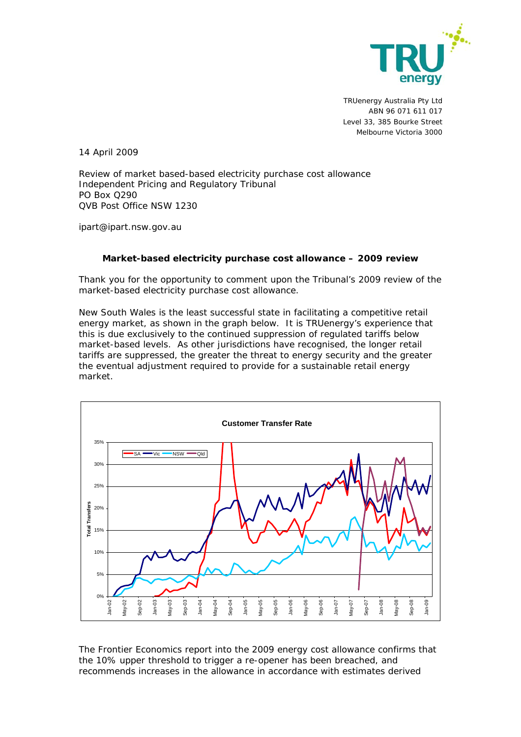TRUenergy Australia Pty Ltd
ABN 96 071 611 017
Level 33, 385 Bourke Street
Melbourne Victoria 3000

14 April 2009

Review of market based-based electricity purchase cost allowance
Independent Pricing and Regulatory Tribunal
PO Box Q290
QVB Post Office NSW 1230

ipart@ipart.nsw.gov.au

**Market-based electricity purchase cost allowance – 2009 review**

Thank you for the opportunity to comment upon the Tribunal's 2009 review of the market-based electricity purchase cost allowance.

New South Wales is the least successful state in facilitating a competitive retail energy market, as shown in the graph below. It is TRUenergy's experience that this is due exclusively to the continued suppression of regulated tariffs below market-based levels. As other jurisdictions have recognised, the longer retail tariffs are suppressed, the greater the threat to energy security and the greater the eventual adjustment required to provide for a sustainable retail energy market.

**Customer Transfer Rate**

The Frontier Economics report into the 2009 energy cost allowance confirms that the 10% upper threshold to trigger a re-opener has been breached, and recommends increases in the allowance in accordance with estimates derived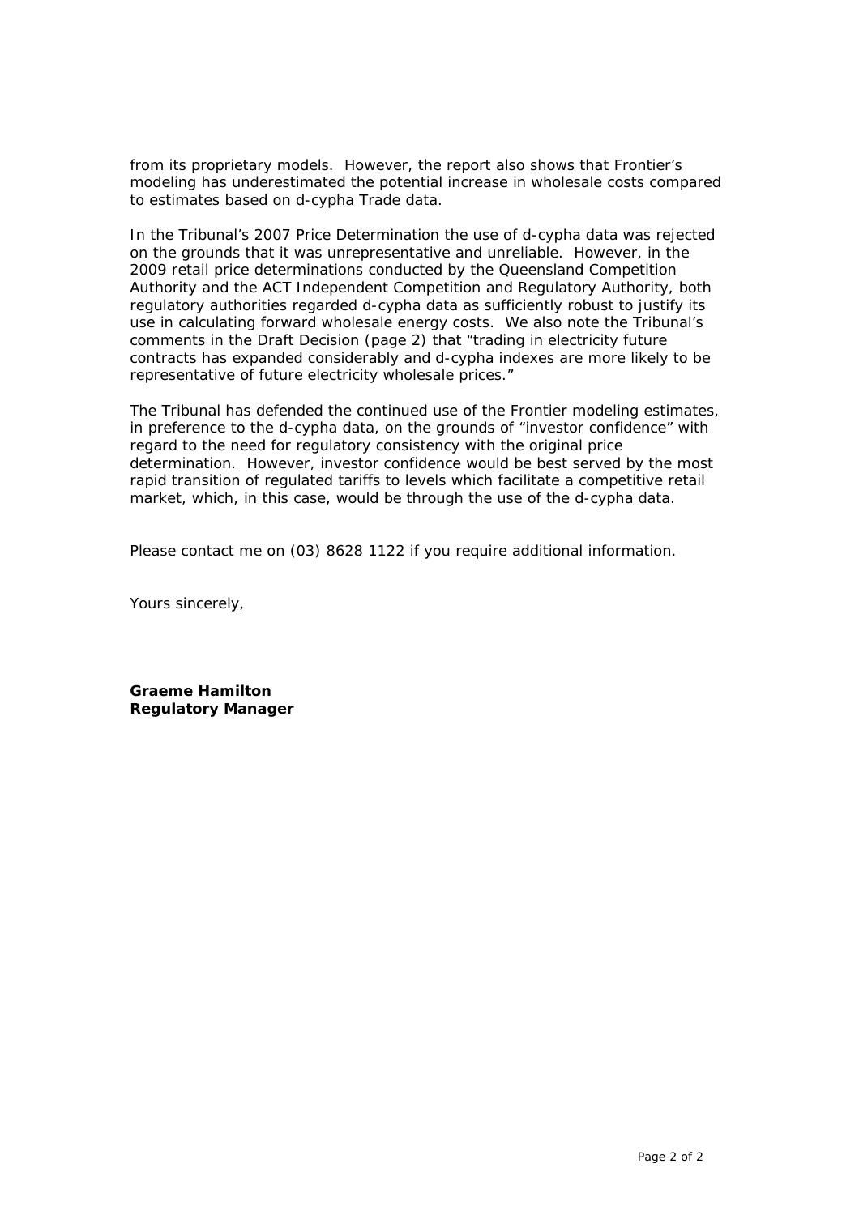from its proprietary models. However, the report also shows that Frontier's modeling has underestimated the potential increase in wholesale costs compared to estimates based on d-cypha Trade data.

In the Tribunal's 2007 Price Determination the use of d-cypha data was rejected on the grounds that it was unrepresentative and unreliable. However, in the 2009 retail price determinations conducted by the Queensland Competition Authority and the ACT Independent Competition and Regulatory Authority, both regulatory authorities regarded d-cypha data as sufficiently robust to justify its use in calculating forward wholesale energy costs. We also note the Tribunal's comments in the Draft Decision (page 2) that "trading in electricity future contracts has expanded considerably and d-cypha indexes are more likely to be representative of future electricity wholesale prices."

The Tribunal has defended the continued use of the Frontier modeling estimates, in preference to the d-cypha data, on the grounds of "investor confidence" with regard to the need for regulatory consistency with the original price determination. However, investor confidence would be best served by the most rapid transition of regulated tariffs to levels which facilitate a competitive retail market, which, in this case, would be through the use of the d-cypha data.

Please contact me on (03) 8628 1122 if you require additional information.

Yours sincerely,

**Graeme Hamilton**
**Regulatory Manager**